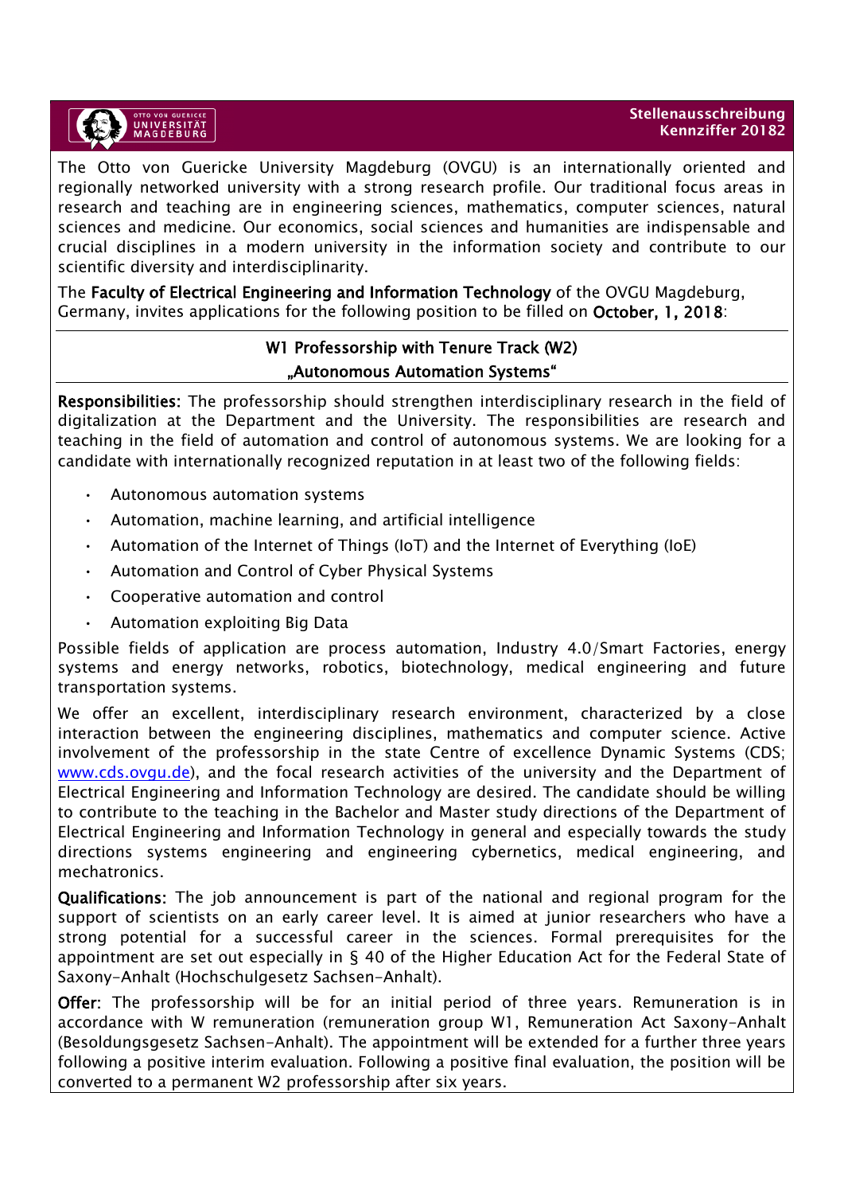**Stellenausschreibung**
**Kennziffer 20182**

The Otto von Guericke University Magdeburg (OVGU) is an internationally oriented and regionally networked university with a strong research profile. Our traditional focus areas in research and teaching are in engineering sciences, mathematics, computer sciences, natural sciences and medicine. Our economics, social sciences and humanities are indispensable and crucial disciplines in a modern university in the information society and contribute to our scientific diversity and interdisciplinarity.

The **Faculty of Electrical Engineering and Information Technology** of the OVGU Magdeburg, Germany, invites applications for the following position to be filled on **October, 1, 2018**:

## W1 Professorship with Tenure Track (W2) „Autonomous Automation Systems"

**Responsibilities:** The professorship should strengthen interdisciplinary research in the field of digitalization at the Department and the University. The responsibilities are research and teaching in the field of automation and control of autonomous systems. We are looking for a candidate with internationally recognized reputation in at least two of the following fields:

- Autonomous automation systems
- Automation, machine learning, and artificial intelligence
- Automation of the Internet of Things (IoT) and the Internet of Everything (IoE)
- Automation and Control of Cyber Physical Systems
- Cooperative automation and control
- Automation exploiting Big Data

Possible fields of application are process automation, Industry 4.0/Smart Factories, energy systems and energy networks, robotics, biotechnology, medical engineering and future transportation systems.

We offer an excellent, interdisciplinary research environment, characterized by a close interaction between the engineering disciplines, mathematics and computer science. Active involvement of the professorship in the state Centre of excellence Dynamic Systems (CDS; www.cds.ovgu.de), and the focal research activities of the university and the Department of Electrical Engineering and Information Technology are desired. The candidate should be willing to contribute to the teaching in the Bachelor and Master study directions of the Department of Electrical Engineering and Information Technology in general and especially towards the study directions systems engineering and engineering cybernetics, medical engineering, and mechatronics.

**Qualifications:** The job announcement is part of the national and regional program for the support of scientists on an early career level. It is aimed at junior researchers who have a strong potential for a successful career in the sciences. Formal prerequisites for the appointment are set out especially in § 40 of the Higher Education Act for the Federal State of Saxony-Anhalt (Hochschulgesetz Sachsen-Anhalt).

**Offer:** The professorship will be for an initial period of three years. Remuneration is in accordance with W remuneration (remuneration group W1, Remuneration Act Saxony-Anhalt (Besoldungsgesetz Sachsen-Anhalt). The appointment will be extended for a further three years following a positive interim evaluation. Following a positive final evaluation, the position will be converted to a permanent W2 professorship after six years.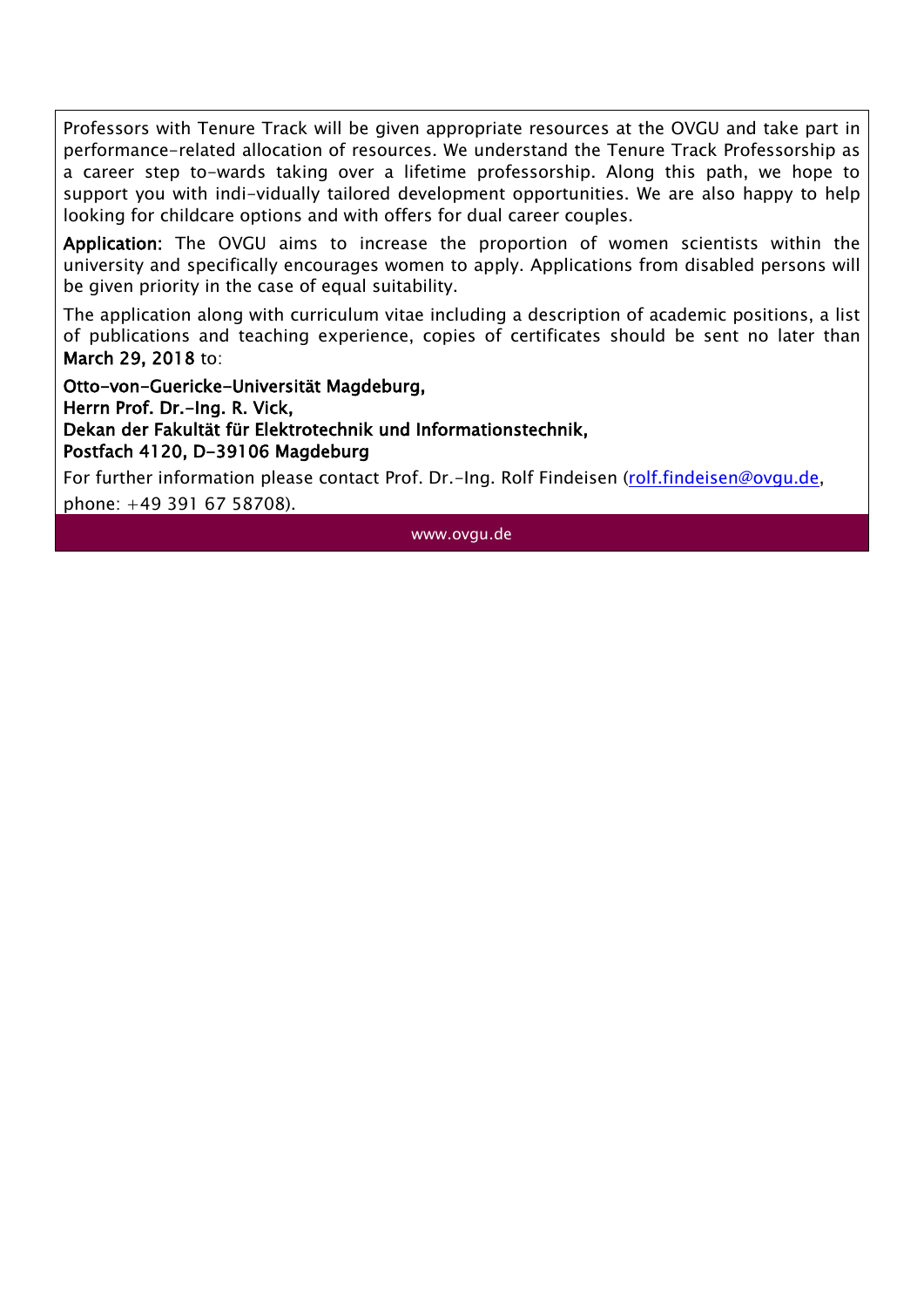Professors with Tenure Track will be given appropriate resources at the OVGU and take part in performance-related allocation of resources. We understand the Tenure Track Professorship as a career step to-wards taking over a lifetime professorship. Along this path, we hope to support you with indi-vidually tailored development opportunities. We are also happy to help looking for childcare options and with offers for dual career couples.

**Application:** The OVGU aims to increase the proportion of women scientists within the university and specifically encourages women to apply. Applications from disabled persons will be given priority in the case of equal suitability.

The application along with curriculum vitae including a description of academic positions, a list of publications and teaching experience, copies of certificates should be sent no later than **March 29, 2018** to:

**Otto-von-Guericke-Universität Magdeburg,**
**Herrn Prof. Dr.-Ing. R. Vick,**
**Dekan der Fakultät für Elektrotechnik und Informationstechnik,**
**Postfach 4120, D-39106 Magdeburg**

For further information please contact Prof. Dr.-Ing. Rolf Findeisen (rolf.findeisen@ovgu.de, phone: +49 391 67 58708).

www.ovgu.de